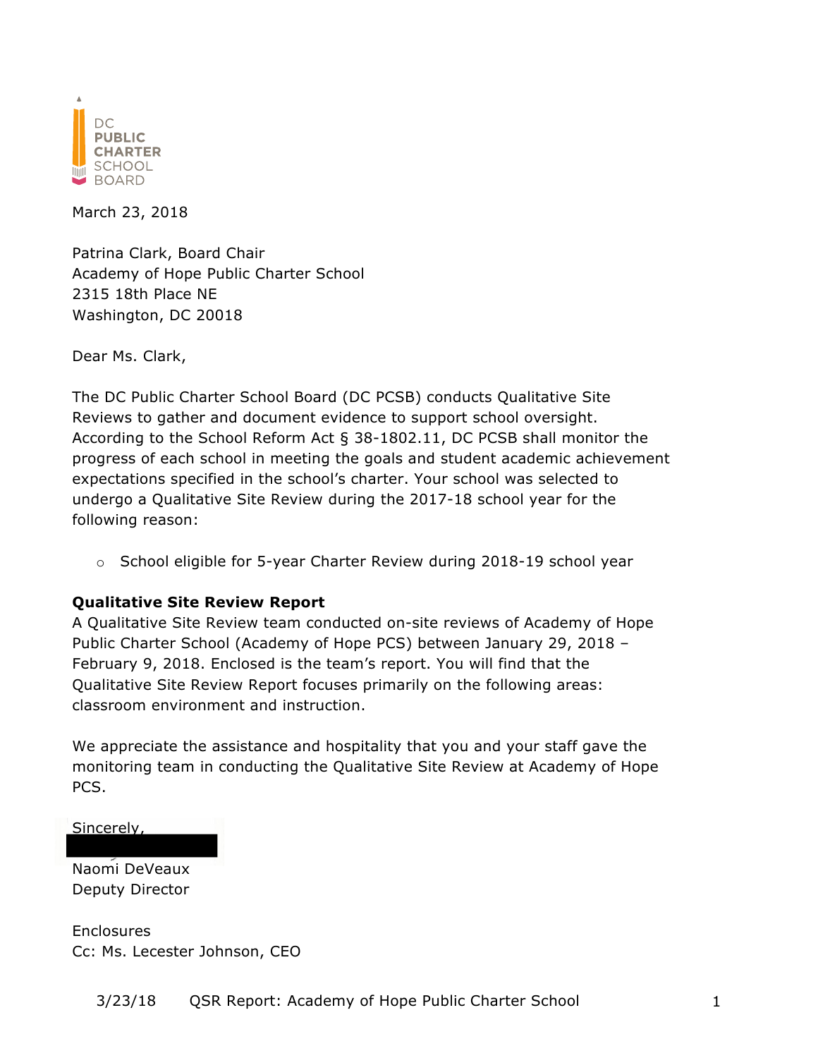DC PUBLIC CHARTER SCHOOL BOARD

March 23, 2018

Patrina Clark, Board Chair
Academy of Hope Public Charter School
2315 18th Place NE
Washington, DC 20018

Dear Ms. Clark,

The DC Public Charter School Board (DC PCSB) conducts Qualitative Site Reviews to gather and document evidence to support school oversight. According to the School Reform Act § 38-1802.11, DC PCSB shall monitor the progress of each school in meeting the goals and student academic achievement expectations specified in the school's charter. Your school was selected to undergo a Qualitative Site Review during the 2017-18 school year for the following reason:

- School eligible for 5-year Charter Review during 2018-19 school year

**Qualitative Site Review Report**
A Qualitative Site Review team conducted on-site reviews of Academy of Hope Public Charter School (Academy of Hope PCS) between January 29, 2018 – February 9, 2018. Enclosed is the team's report. You will find that the Qualitative Site Review Report focuses primarily on the following areas: classroom environment and instruction.

We appreciate the assistance and hospitality that you and your staff gave the monitoring team in conducting the Qualitative Site Review at Academy of Hope PCS.

Sincerely,

Naomi DeVeaux
Deputy Director

Enclosures
Cc: Ms. Lecester Johnson, CEO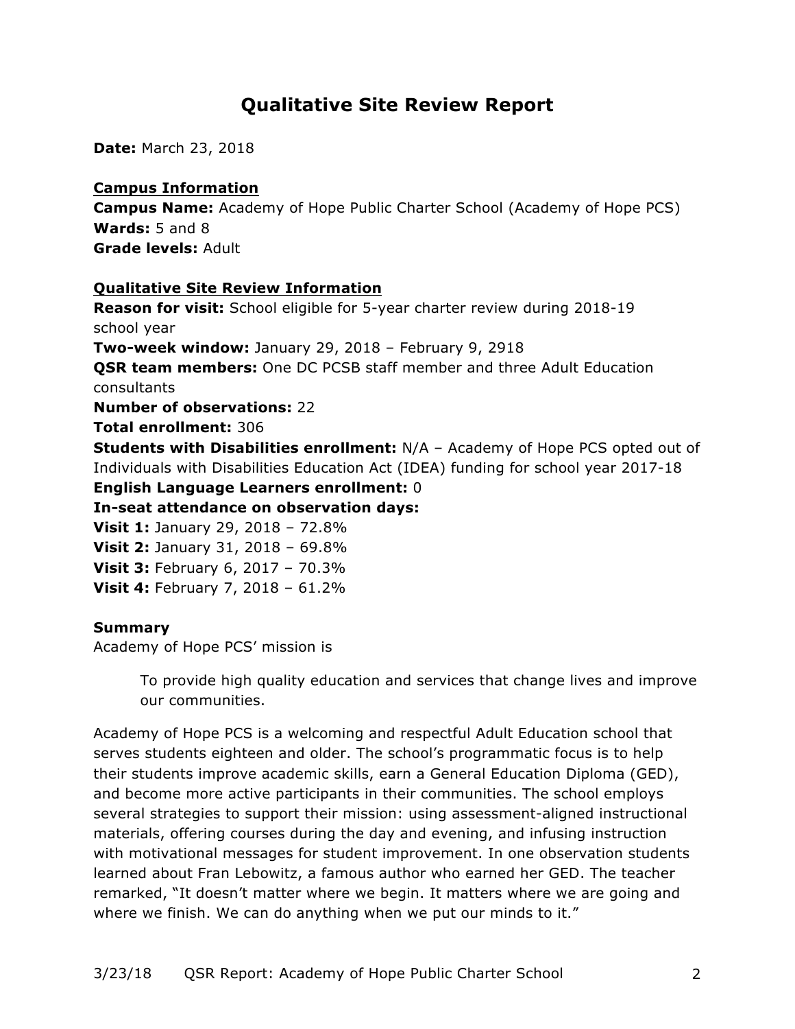# Qualitative Site Review Report

**Date:** March 23, 2018

**Campus Information**
**Campus Name:** Academy of Hope Public Charter School (Academy of Hope PCS)
**Wards:** 5 and 8
**Grade levels:** Adult

**Qualitative Site Review Information**
**Reason for visit:** School eligible for 5-year charter review during 2018-19 school year
**Two-week window:** January 29, 2018 – February 9, 2918
**QSR team members:** One DC PCSB staff member and three Adult Education consultants
**Number of observations:** 22
**Total enrollment:** 306
**Students with Disabilities enrollment:** N/A – Academy of Hope PCS opted out of Individuals with Disabilities Education Act (IDEA) funding for school year 2017-18
**English Language Learners enrollment:** 0
**In-seat attendance on observation days:**
**Visit 1:** January 29, 2018 – 72.8%
**Visit 2:** January 31, 2018 – 69.8%
**Visit 3:** February 6, 2017 – 70.3%
**Visit 4:** February 7, 2018 – 61.2%

**Summary**
Academy of Hope PCS' mission is

> To provide high quality education and services that change lives and improve our communities.

Academy of Hope PCS is a welcoming and respectful Adult Education school that serves students eighteen and older. The school's programmatic focus is to help their students improve academic skills, earn a General Education Diploma (GED), and become more active participants in their communities. The school employs several strategies to support their mission: using assessment-aligned instructional materials, offering courses during the day and evening, and infusing instruction with motivational messages for student improvement. In one observation students learned about Fran Lebowitz, a famous author who earned her GED. The teacher remarked, "It doesn't matter where we begin. It matters where we are going and where we finish. We can do anything when we put our minds to it."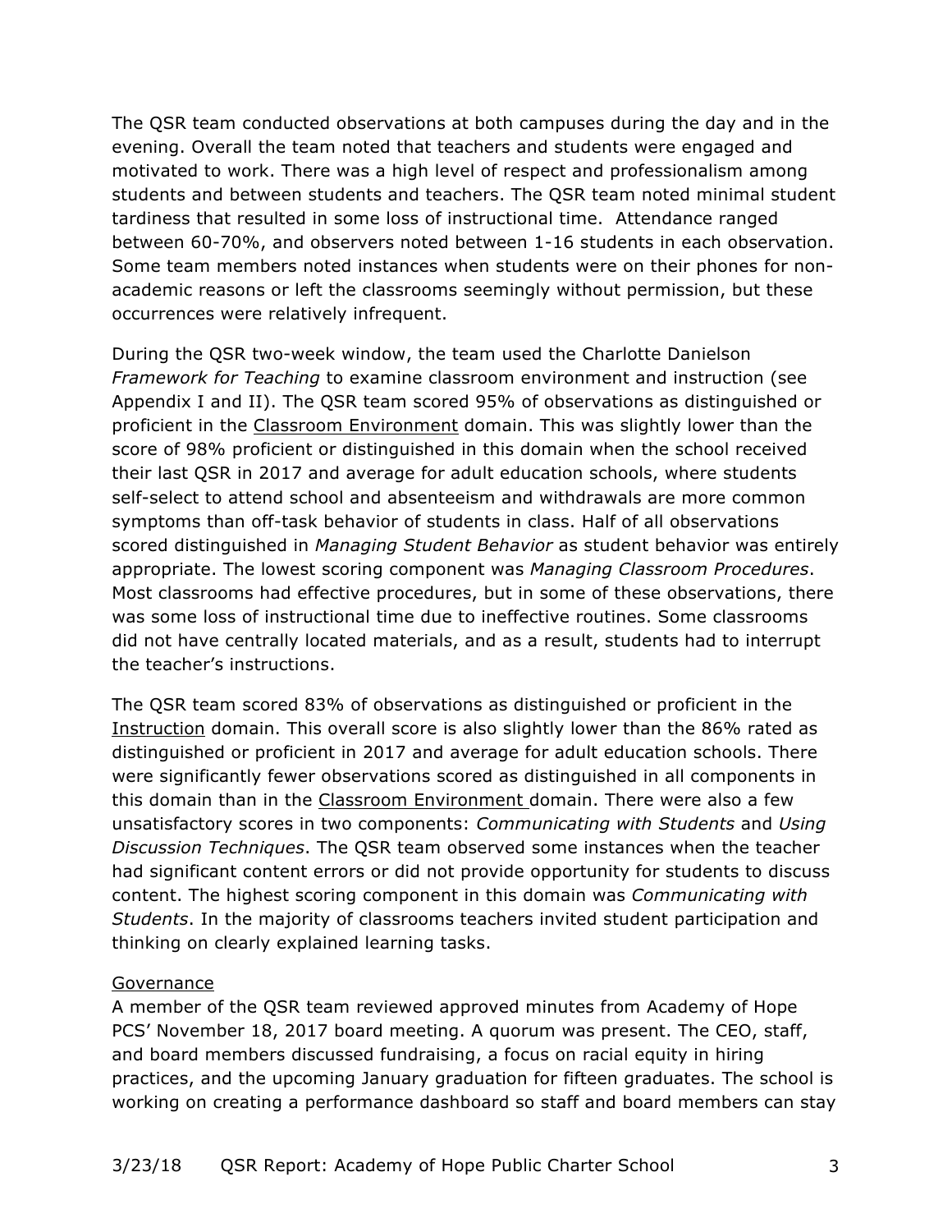The QSR team conducted observations at both campuses during the day and in the evening. Overall the team noted that teachers and students were engaged and motivated to work. There was a high level of respect and professionalism among students and between students and teachers. The QSR team noted minimal student tardiness that resulted in some loss of instructional time. Attendance ranged between 60-70%, and observers noted between 1-16 students in each observation. Some team members noted instances when students were on their phones for non-academic reasons or left the classrooms seemingly without permission, but these occurrences were relatively infrequent.

During the QSR two-week window, the team used the Charlotte Danielson *Framework for Teaching* to examine classroom environment and instruction (see Appendix I and II). The QSR team scored 95% of observations as distinguished or proficient in the Classroom Environment domain. This was slightly lower than the score of 98% proficient or distinguished in this domain when the school received their last QSR in 2017 and average for adult education schools, where students self-select to attend school and absenteeism and withdrawals are more common symptoms than off-task behavior of students in class. Half of all observations scored distinguished in *Managing Student Behavior* as student behavior was entirely appropriate. The lowest scoring component was *Managing Classroom Procedures*. Most classrooms had effective procedures, but in some of these observations, there was some loss of instructional time due to ineffective routines. Some classrooms did not have centrally located materials, and as a result, students had to interrupt the teacher's instructions.

The QSR team scored 83% of observations as distinguished or proficient in the Instruction domain. This overall score is also slightly lower than the 86% rated as distinguished or proficient in 2017 and average for adult education schools. There were significantly fewer observations scored as distinguished in all components in this domain than in the Classroom Environment domain. There were also a few unsatisfactory scores in two components: *Communicating with Students* and *Using Discussion Techniques*. The QSR team observed some instances when the teacher had significant content errors or did not provide opportunity for students to discuss content. The highest scoring component in this domain was *Communicating with Students*. In the majority of classrooms teachers invited student participation and thinking on clearly explained learning tasks.

### Governance

A member of the QSR team reviewed approved minutes from Academy of Hope PCS' November 18, 2017 board meeting. A quorum was present. The CEO, staff, and board members discussed fundraising, a focus on racial equity in hiring practices, and the upcoming January graduation for fifteen graduates. The school is working on creating a performance dashboard so staff and board members can stay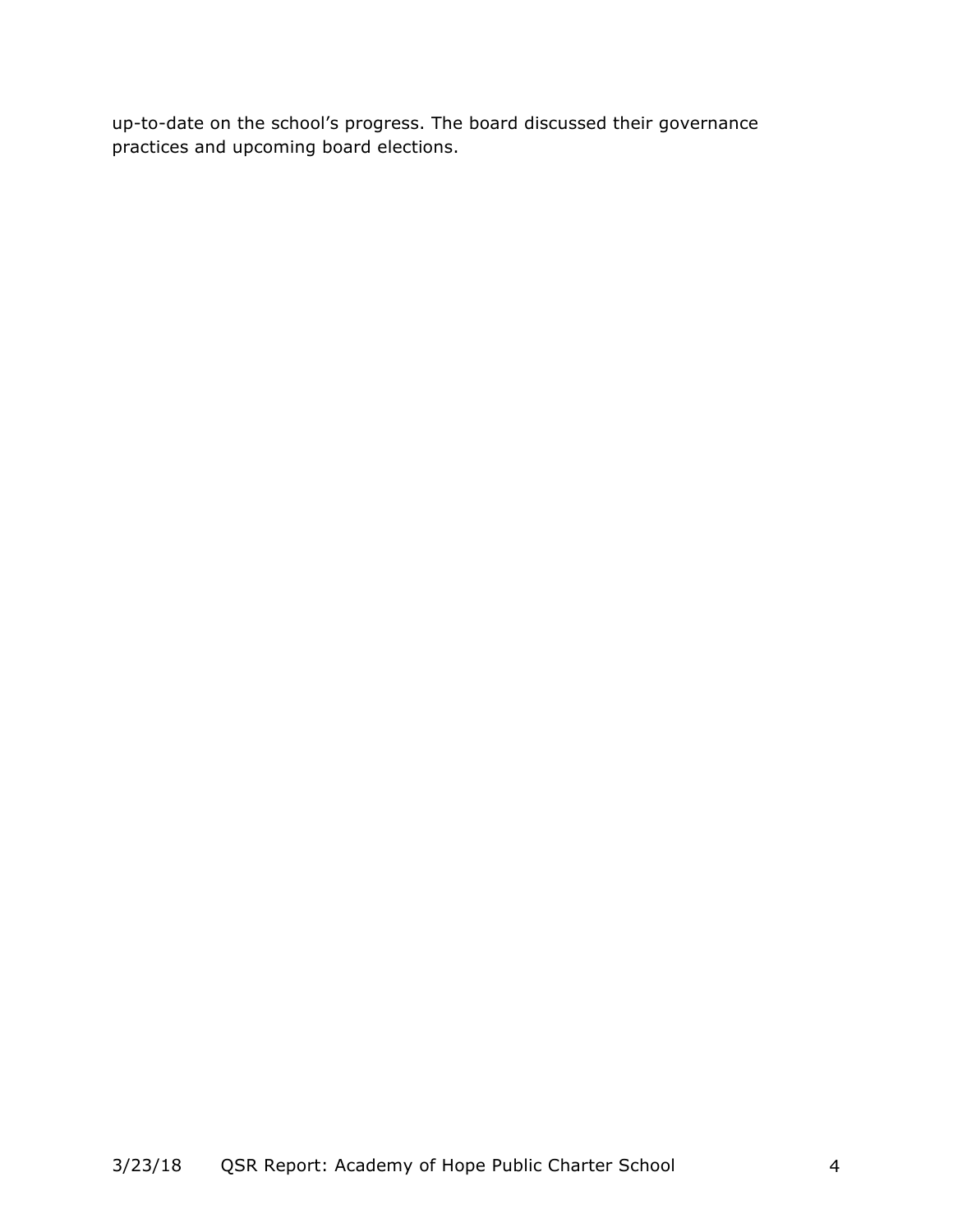up-to-date on the school's progress. The board discussed their governance practices and upcoming board elections.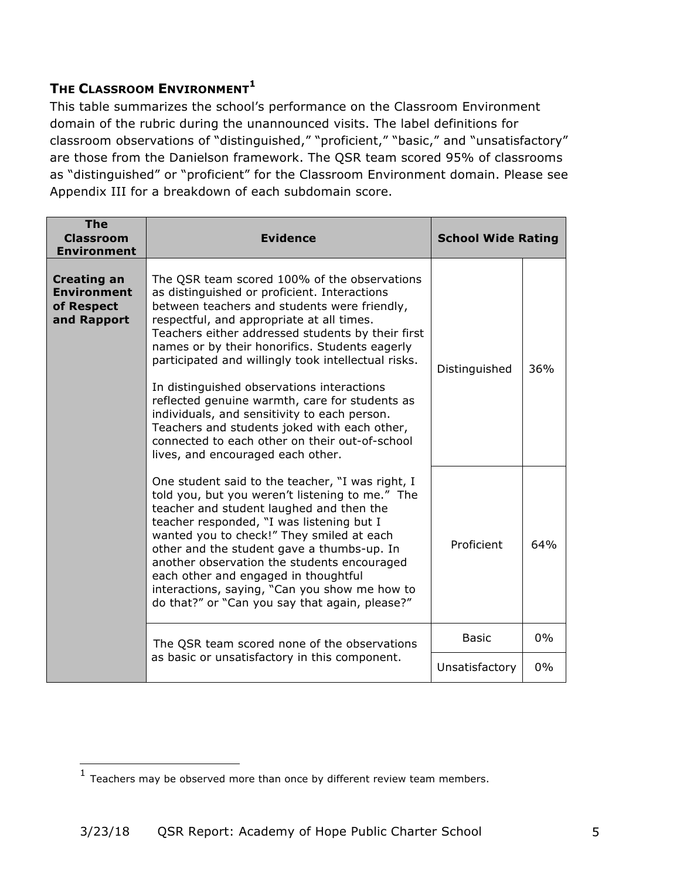## THE CLASSROOM ENVIRONMENT[1]

This table summarizes the school's performance on the Classroom Environment domain of the rubric during the unannounced visits. The label definitions for classroom observations of "distinguished," "proficient," "basic," and "unsatisfactory" are those from the Danielson framework. The QSR team scored 95% of classrooms as "distinguished" or "proficient" for the Classroom Environment domain. Please see Appendix III for a breakdown of each subdomain score.

| The Classroom Environment | Evidence | School Wide Rating | |
|---|---|---|---|
| **Creating an Environment of Respect and Rapport** | The QSR team scored 100% of the observations as distinguished or proficient. Interactions between teachers and students were friendly, respectful, and appropriate at all times. Teachers either addressed students by their first names or by their honorifics. Students eagerly participated and willingly took intellectual risks.<br><br>In distinguished observations interactions reflected genuine warmth, care for students as individuals, and sensitivity to each person. Teachers and students joked with each other, connected to each other on their out-of-school lives, and encouraged each other. | Distinguished | 36% |
| | One student said to the teacher, "I was right, I told you, but you weren't listening to me." The teacher and student laughed and then the teacher responded, "I was listening but I wanted you to check!" They smiled at each other and the student gave a thumbs-up. In another observation the students encouraged each other and engaged in thoughtful interactions, saying, "Can you show me how to do that?" or "Can you say that again, please?" | Proficient | 64% |
| | The QSR team scored none of the observations as basic or unsatisfactory in this component. | Basic | 0% |
| | | Unsatisfactory | 0% |

[1] Teachers may be observed more than once by different review team members.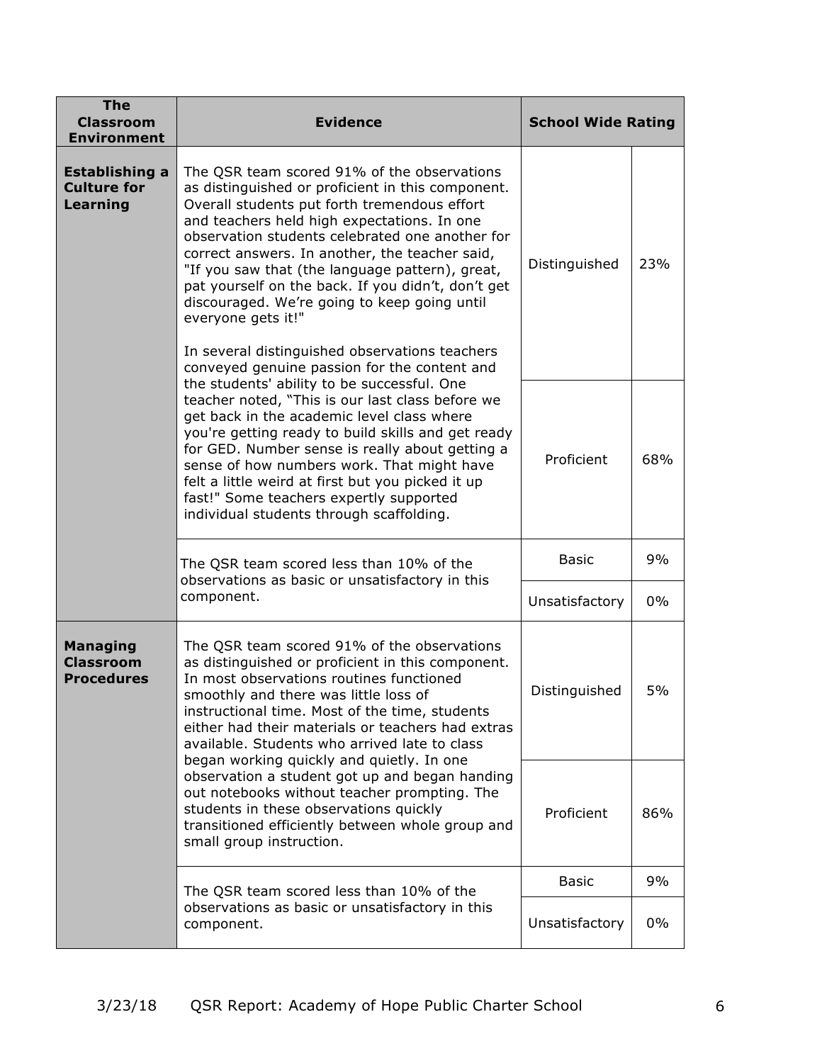| The Classroom Environment | Evidence | School Wide Rating | |
|---|---|---|---|
| **Establishing a Culture for Learning** | The QSR team scored 91% of the observations as distinguished or proficient in this component. Overall students put forth tremendous effort and teachers held high expectations. In one observation students celebrated one another for correct answers. In another, the teacher said, "If you saw that (the language pattern), great, pat yourself on the back. If you didn't, don't get discouraged. We're going to keep going until everyone gets it!"<br><br>In several distinguished observations teachers conveyed genuine passion for the content and the students' ability to be successful. One teacher noted, "This is our last class before we get back in the academic level class where you're getting ready to build skills and get ready for GED. Number sense is really about getting a sense of how numbers work. That might have felt a little weird at first but you picked it up fast!" Some teachers expertly supported individual students through scaffolding. | Distinguished | 23% |
| | | Proficient | 68% |
| | The QSR team scored less than 10% of the observations as basic or unsatisfactory in this component. | Basic | 9% |
| | | Unsatisfactory | 0% |
| **Managing Classroom Procedures** | The QSR team scored 91% of the observations as distinguished or proficient in this component. In most observations routines functioned smoothly and there was little loss of instructional time. Most of the time, students either had their materials or teachers had extras available. Students who arrived late to class began working quickly and quietly. In one observation a student got up and began handing out notebooks without teacher prompting. The students in these observations quickly transitioned efficiently between whole group and small group instruction. | Distinguished | 5% |
| | | Proficient | 86% |
| | The QSR team scored less than 10% of the observations as basic or unsatisfactory in this component. | Basic | 9% |
| | | Unsatisfactory | 0% |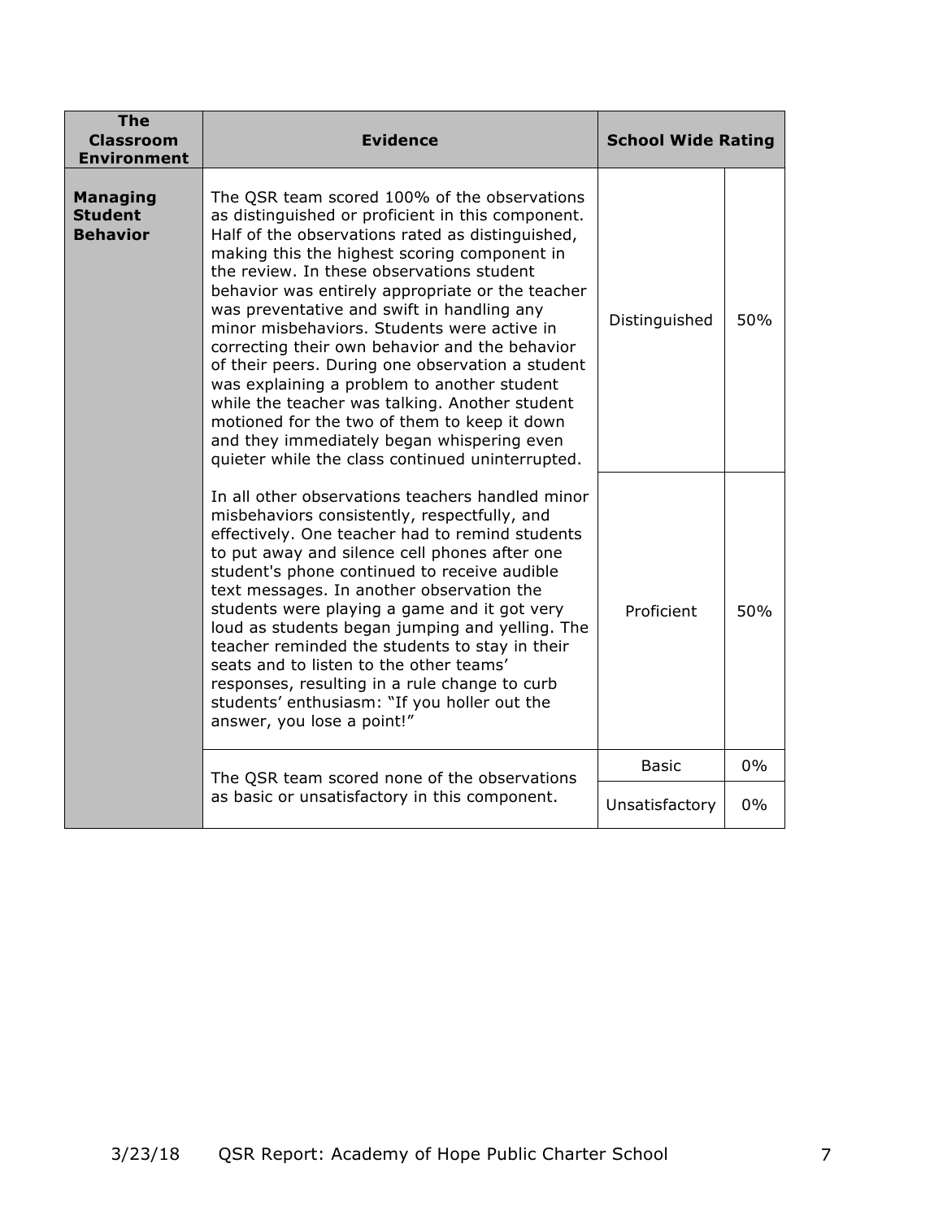| The Classroom Environment | Evidence | School Wide Rating | |
|---|---|---|---|
| **Managing Student Behavior** | The QSR team scored 100% of the observations as distinguished or proficient in this component. Half of the observations rated as distinguished, making this the highest scoring component in the review. In these observations student behavior was entirely appropriate or the teacher was preventative and swift in handling any minor misbehaviors. Students were active in correcting their own behavior and the behavior of their peers. During one observation a student was explaining a problem to another student while the teacher was talking. Another student motioned for the two of them to keep it down and they immediately began whispering even quieter while the class continued uninterrupted. | Distinguished | 50% |
| | In all other observations teachers handled minor misbehaviors consistently, respectfully, and effectively. One teacher had to remind students to put away and silence cell phones after one student's phone continued to receive audible text messages. In another observation the students were playing a game and it got very loud as students began jumping and yelling. The teacher reminded the students to stay in their seats and to listen to the other teams' responses, resulting in a rule change to curb students' enthusiasm: "If you holler out the answer, you lose a point!" | Proficient | 50% |
| | The QSR team scored none of the observations as basic or unsatisfactory in this component. | Basic | 0% |
| | | Unsatisfactory | 0% |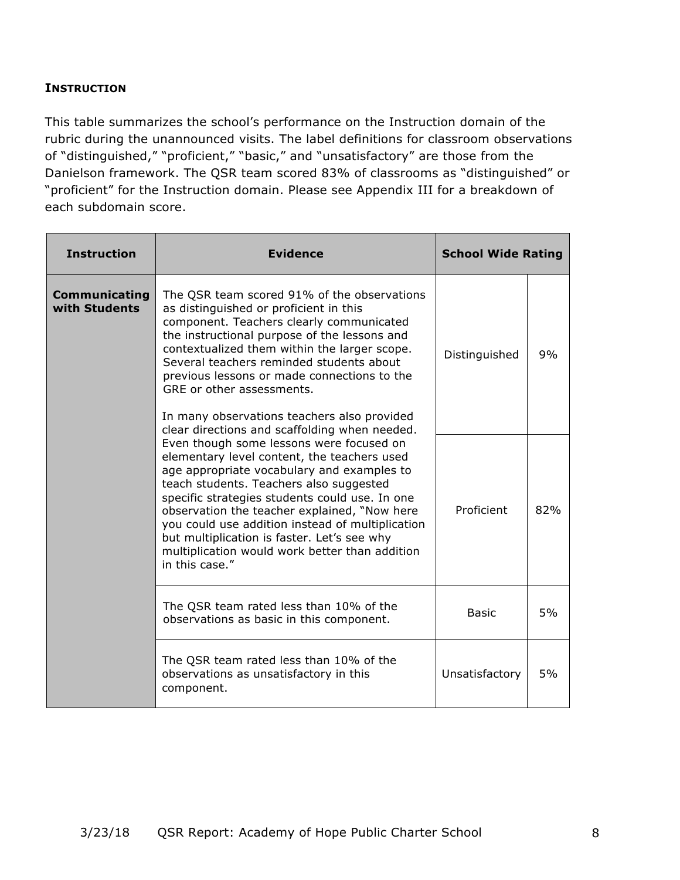**INSTRUCTION**

This table summarizes the school's performance on the Instruction domain of the rubric during the unannounced visits. The label definitions for classroom observations of "distinguished," "proficient," "basic," and "unsatisfactory" are those from the Danielson framework. The QSR team scored 83% of classrooms as "distinguished" or "proficient" for the Instruction domain. Please see Appendix III for a breakdown of each subdomain score.

| Instruction | Evidence | School Wide Rating | |
|---|---|---|---|
| **Communicating with Students** | The QSR team scored 91% of the observations as distinguished or proficient in this component. Teachers clearly communicated the instructional purpose of the lessons and contextualized them within the larger scope. Several teachers reminded students about previous lessons or made connections to the GRE or other assessments.<br><br>In many observations teachers also provided clear directions and scaffolding when needed. Even though some lessons were focused on elementary level content, the teachers used age appropriate vocabulary and examples to teach students. Teachers also suggested specific strategies students could use. In one observation the teacher explained, "Now here you could use addition instead of multiplication but multiplication is faster. Let's see why multiplication would work better than addition in this case." | Distinguished | 9% |
| | | Proficient | 82% |
| | The QSR team rated less than 10% of the observations as basic in this component. | Basic | 5% |
| | The QSR team rated less than 10% of the observations as unsatisfactory in this component. | Unsatisfactory | 5% |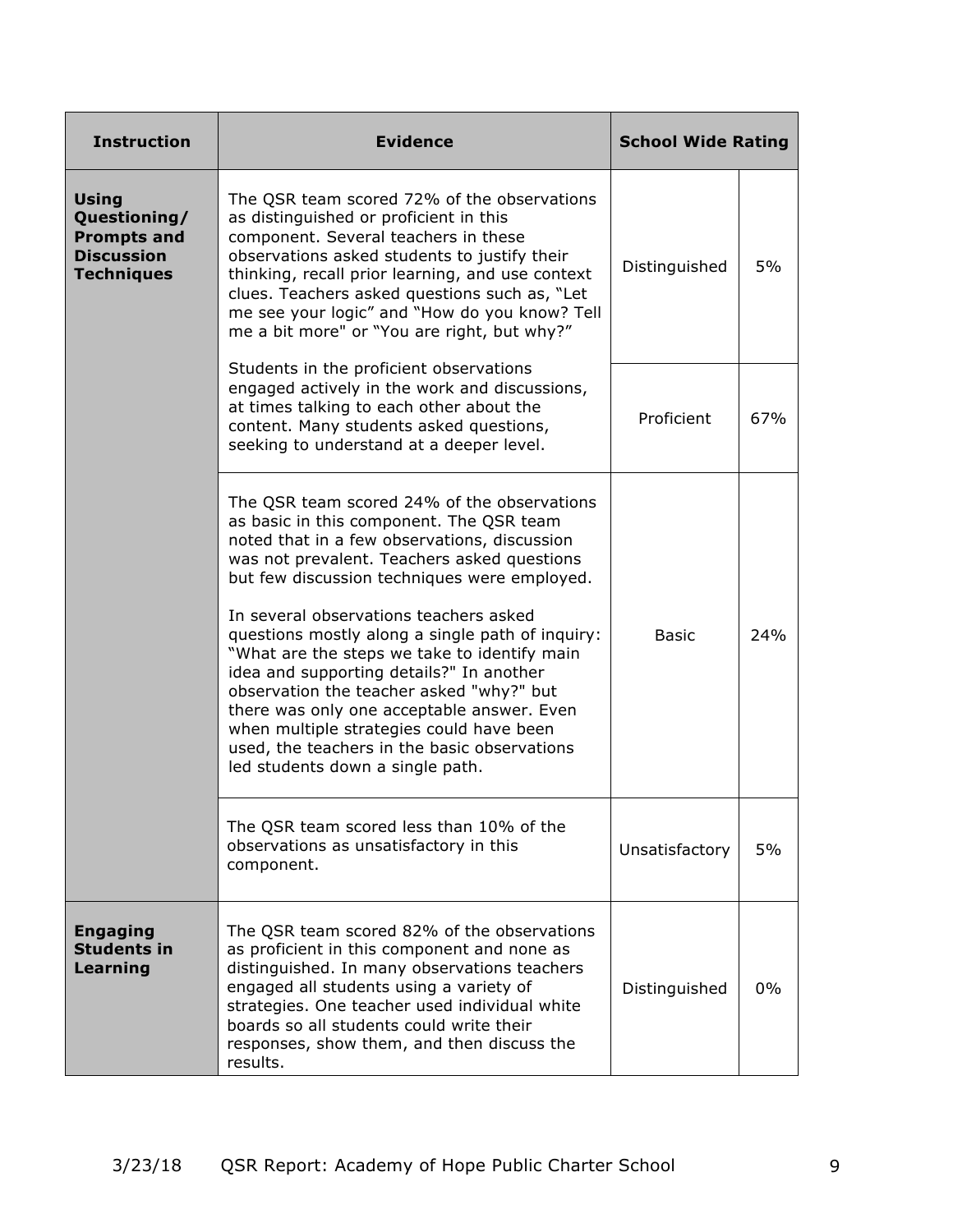| Instruction | Evidence | School Wide Rating | |
|---|---|---|---|
| **Using Questioning/ Prompts and Discussion Techniques** | The QSR team scored 72% of the observations as distinguished or proficient in this component. Several teachers in these observations asked students to justify their thinking, recall prior learning, and use context clues. Teachers asked questions such as, "Let me see your logic" and "How do you know? Tell me a bit more" or "You are right, but why?" | Distinguished | 5% |
| | Students in the proficient observations engaged actively in the work and discussions, at times talking to each other about the content. Many students asked questions, seeking to understand at a deeper level. | Proficient | 67% |
| | The QSR team scored 24% of the observations as basic in this component. The QSR team noted that in a few observations, discussion was not prevalent. Teachers asked questions but few discussion techniques were employed.<br><br>In several observations teachers asked questions mostly along a single path of inquiry: "What are the steps we take to identify main idea and supporting details?" In another observation the teacher asked "why?" but there was only one acceptable answer. Even when multiple strategies could have been used, the teachers in the basic observations led students down a single path. | Basic | 24% |
| | The QSR team scored less than 10% of the observations as unsatisfactory in this component. | Unsatisfactory | 5% |
| **Engaging Students in Learning** | The QSR team scored 82% of the observations as proficient in this component and none as distinguished. In many observations teachers engaged all students using a variety of strategies. One teacher used individual white boards so all students could write their responses, show them, and then discuss the results. | Distinguished | 0% |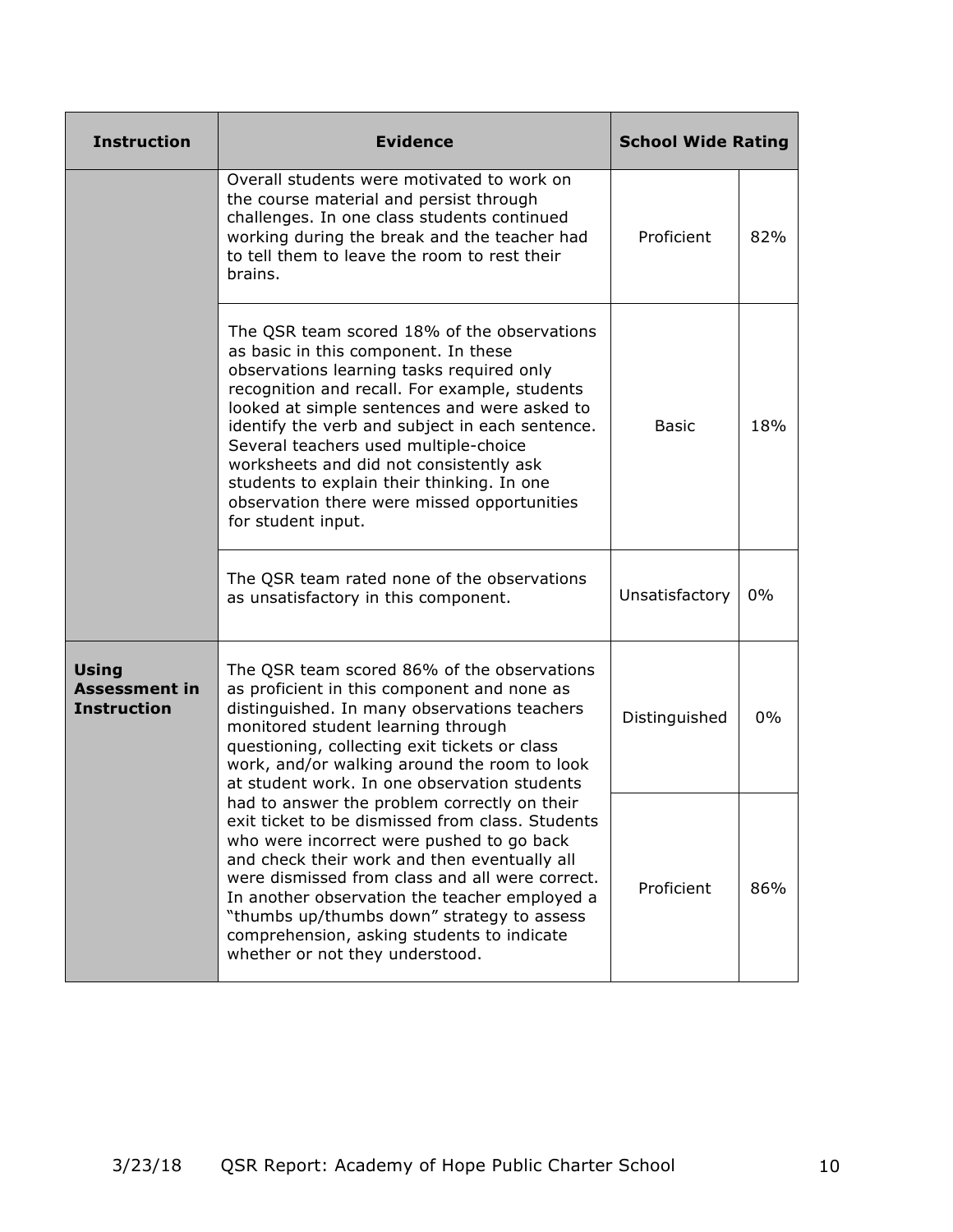| Instruction | Evidence | School Wide Rating | |
|---|---|---|---|
| | Overall students were motivated to work on the course material and persist through challenges. In one class students continued working during the break and the teacher had to tell them to leave the room to rest their brains. | Proficient | 82% |
| | The QSR team scored 18% of the observations as basic in this component. In these observations learning tasks required only recognition and recall. For example, students looked at simple sentences and were asked to identify the verb and subject in each sentence. Several teachers used multiple-choice worksheets and did not consistently ask students to explain their thinking. In one observation there were missed opportunities for student input. | Basic | 18% |
| | The QSR team rated none of the observations as unsatisfactory in this component. | Unsatisfactory | 0% |
| **Using Assessment in Instruction** | The QSR team scored 86% of the observations as proficient in this component and none as distinguished. In many observations teachers monitored student learning through questioning, collecting exit tickets or class work, and/or walking around the room to look at student work. In one observation students had to answer the problem correctly on their exit ticket to be dismissed from class. Students who were incorrect were pushed to go back and check their work and then eventually all were dismissed from class and all were correct. In another observation the teacher employed a "thumbs up/thumbs down" strategy to assess comprehension, asking students to indicate whether or not they understood. | Distinguished | 0% |
| | | Proficient | 86% |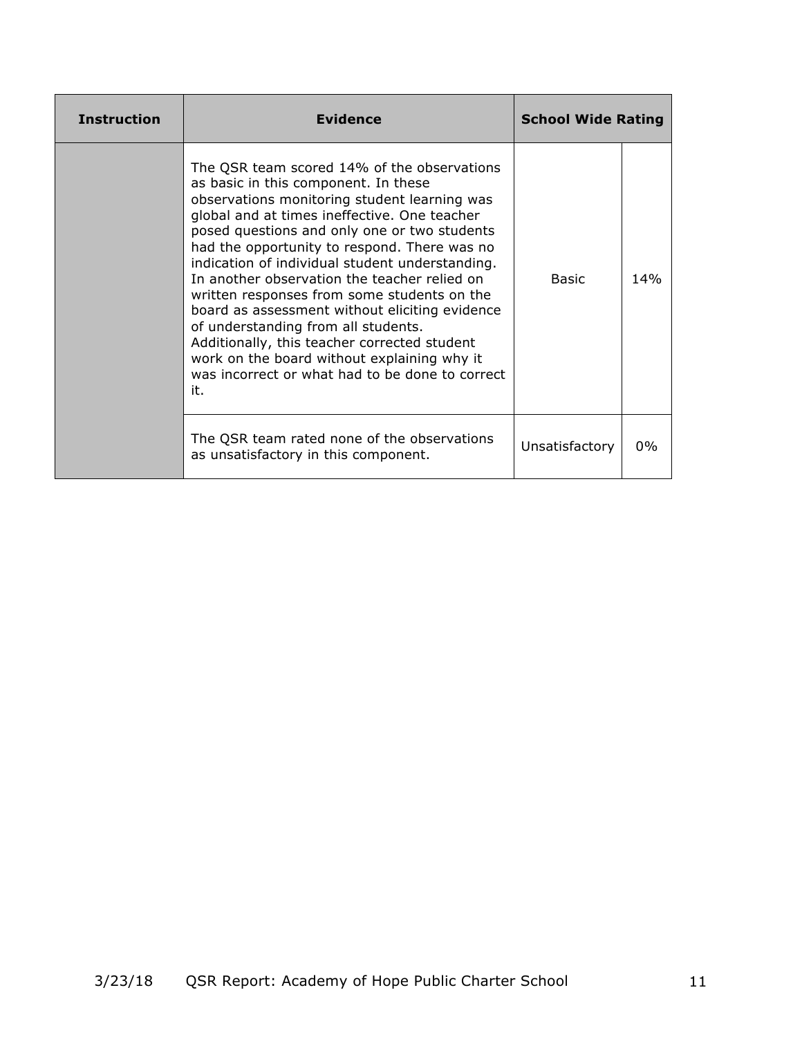| Instruction | Evidence | School Wide Rating | |
|---|---|---|---|
| | The QSR team scored 14% of the observations as basic in this component. In these observations monitoring student learning was global and at times ineffective. One teacher posed questions and only one or two students had the opportunity to respond. There was no indication of individual student understanding. In another observation the teacher relied on written responses from some students on the board as assessment without eliciting evidence of understanding from all students. Additionally, this teacher corrected student work on the board without explaining why it was incorrect or what had to be done to correct it. | Basic | 14% |
| | The QSR team rated none of the observations as unsatisfactory in this component. | Unsatisfactory | 0% |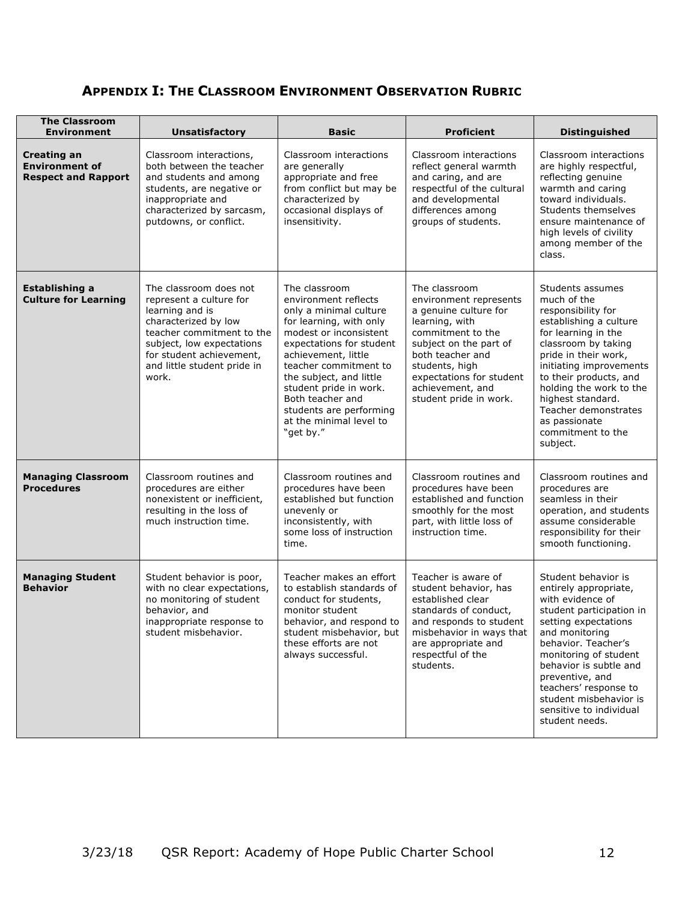## **Appendix I: The Classroom Environment Observation Rubric**

| The Classroom Environment | Unsatisfactory | Basic | Proficient | Distinguished |
|---|---|---|---|---|
| **Creating an Environment of Respect and Rapport** | Classroom interactions, both between the teacher and students and among students, are negative or inappropriate and characterized by sarcasm, putdowns, or conflict. | Classroom interactions are generally appropriate and free from conflict but may be characterized by occasional displays of insensitivity. | Classroom interactions reflect general warmth and caring, and are respectful of the cultural and developmental differences among groups of students. | Classroom interactions are highly respectful, reflecting genuine warmth and caring toward individuals. Students themselves ensure maintenance of high levels of civility among member of the class. |
| **Establishing a Culture for Learning** | The classroom does not represent a culture for learning and is characterized by low teacher commitment to the subject, low expectations for student achievement, and little student pride in work. | The classroom environment reflects only a minimal culture for learning, with only modest or inconsistent expectations for student achievement, little teacher commitment to the subject, and little student pride in work. Both teacher and students are performing at the minimal level to "get by." | The classroom environment represents a genuine culture for learning, with commitment to the subject on the part of both teacher and students, high expectations for student achievement, and student pride in work. | Students assumes much of the responsibility for establishing a culture for learning in the classroom by taking pride in their work, initiating improvements to their products, and holding the work to the highest standard. Teacher demonstrates as passionate commitment to the subject. |
| **Managing Classroom Procedures** | Classroom routines and procedures are either nonexistent or inefficient, resulting in the loss of much instruction time. | Classroom routines and procedures have been established but function unevenly or inconsistently, with some loss of instruction time. | Classroom routines and procedures have been established and function smoothly for the most part, with little loss of instruction time. | Classroom routines and procedures are seamless in their operation, and students assume considerable responsibility for their smooth functioning. |
| **Managing Student Behavior** | Student behavior is poor, with no clear expectations, no monitoring of student behavior, and inappropriate response to student misbehavior. | Teacher makes an effort to establish standards of conduct for students, monitor student behavior, and respond to student misbehavior, but these efforts are not always successful. | Teacher is aware of student behavior, has established clear standards of conduct, and responds to student misbehavior in ways that are appropriate and respectful of the students. | Student behavior is entirely appropriate, with evidence of student participation in setting expectations and monitoring behavior. Teacher's monitoring of student behavior is subtle and preventive, and teachers' response to student misbehavior is sensitive to individual student needs. |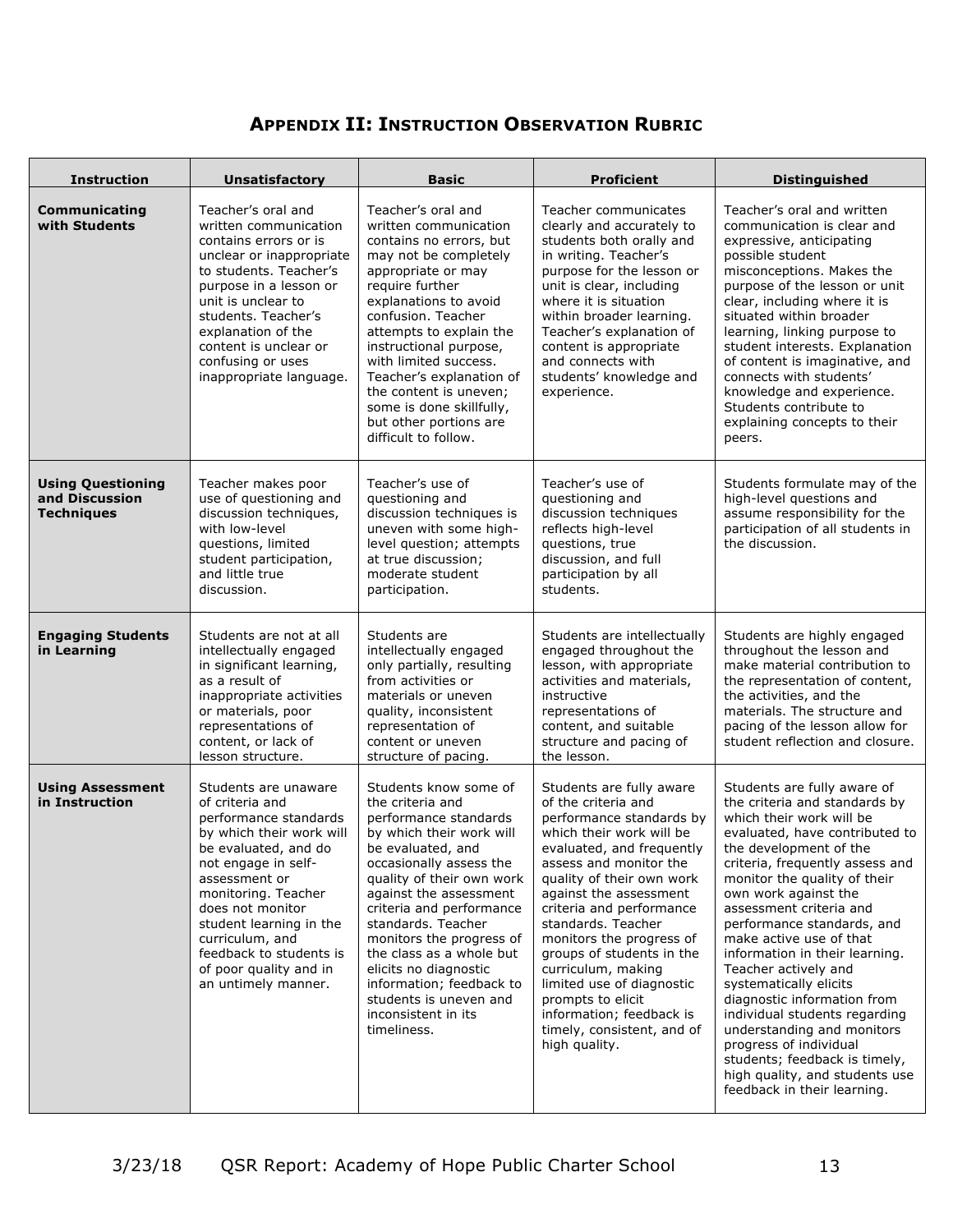## APPENDIX II: INSTRUCTION OBSERVATION RUBRIC

| Instruction | Unsatisfactory | Basic | Proficient | Distinguished |
|---|---|---|---|---|
| **Communicating with Students** | Teacher's oral and written communication contains errors or is unclear or inappropriate to students. Teacher's purpose in a lesson or unit is unclear to students. Teacher's explanation of the content is unclear or confusing or uses inappropriate language. | Teacher's oral and written communication contains no errors, but may not be completely appropriate or may require further explanations to avoid confusion. Teacher attempts to explain the instructional purpose, with limited success. Teacher's explanation of the content is uneven; some is done skillfully, but other portions are difficult to follow. | Teacher communicates clearly and accurately to students both orally and in writing. Teacher's purpose for the lesson or unit is clear, including where it is situation within broader learning. Teacher's explanation of content is appropriate and connects with students' knowledge and experience. | Teacher's oral and written communication is clear and expressive, anticipating possible student misconceptions. Makes the purpose of the lesson or unit clear, including where it is situated within broader learning, linking purpose to student interests. Explanation of content is imaginative, and connects with students' knowledge and experience. Students contribute to explaining concepts to their peers. |
| **Using Questioning and Discussion Techniques** | Teacher makes poor use of questioning and discussion techniques, with low-level questions, limited student participation, and little true discussion. | Teacher's use of questioning and discussion techniques is uneven with some high-level question; attempts at true discussion; moderate student participation. | Teacher's use of questioning and discussion techniques reflects high-level questions, true discussion, and full participation by all students. | Students formulate may of the high-level questions and assume responsibility for the participation of all students in the discussion. |
| **Engaging Students in Learning** | Students are not at all intellectually engaged in significant learning, as a result of inappropriate activities or materials, poor representations of content, or lack of lesson structure. | Students are intellectually engaged only partially, resulting from activities or materials or uneven quality, inconsistent representation of content or uneven structure of pacing. | Students are intellectually engaged throughout the lesson, with appropriate activities and materials, instructive representations of content, and suitable structure and pacing of the lesson. | Students are highly engaged throughout the lesson and make material contribution to the representation of content, the activities, and the materials. The structure and pacing of the lesson allow for student reflection and closure. |
| **Using Assessment in Instruction** | Students are unaware of criteria and performance standards by which their work will be evaluated, and do not engage in self-assessment or monitoring. Teacher does not monitor student learning in the curriculum, and feedback to students is of poor quality and in an untimely manner. | Students know some of the criteria and performance standards by which their work will be evaluated, and occasionally assess the quality of their own work against the assessment criteria and performance standards. Teacher monitors the progress of the class as a whole but elicits no diagnostic information; feedback to students is uneven and inconsistent in its timeliness. | Students are fully aware of the criteria and performance standards by which their work will be evaluated, and frequently assess and monitor the quality of their own work against the assessment criteria and performance standards. Teacher monitors the progress of groups of students in the curriculum, making limited use of diagnostic prompts to elicit information; feedback is timely, consistent, and of high quality. | Students are fully aware of the criteria and standards by which their work will be evaluated, have contributed to the development of the criteria, frequently assess and monitor the quality of their own work against the assessment criteria and performance standards, and make active use of that information in their learning. Teacher actively and systematically elicits diagnostic information from individual students regarding understanding and monitors progress of individual students; feedback is timely, high quality, and students use feedback in their learning. |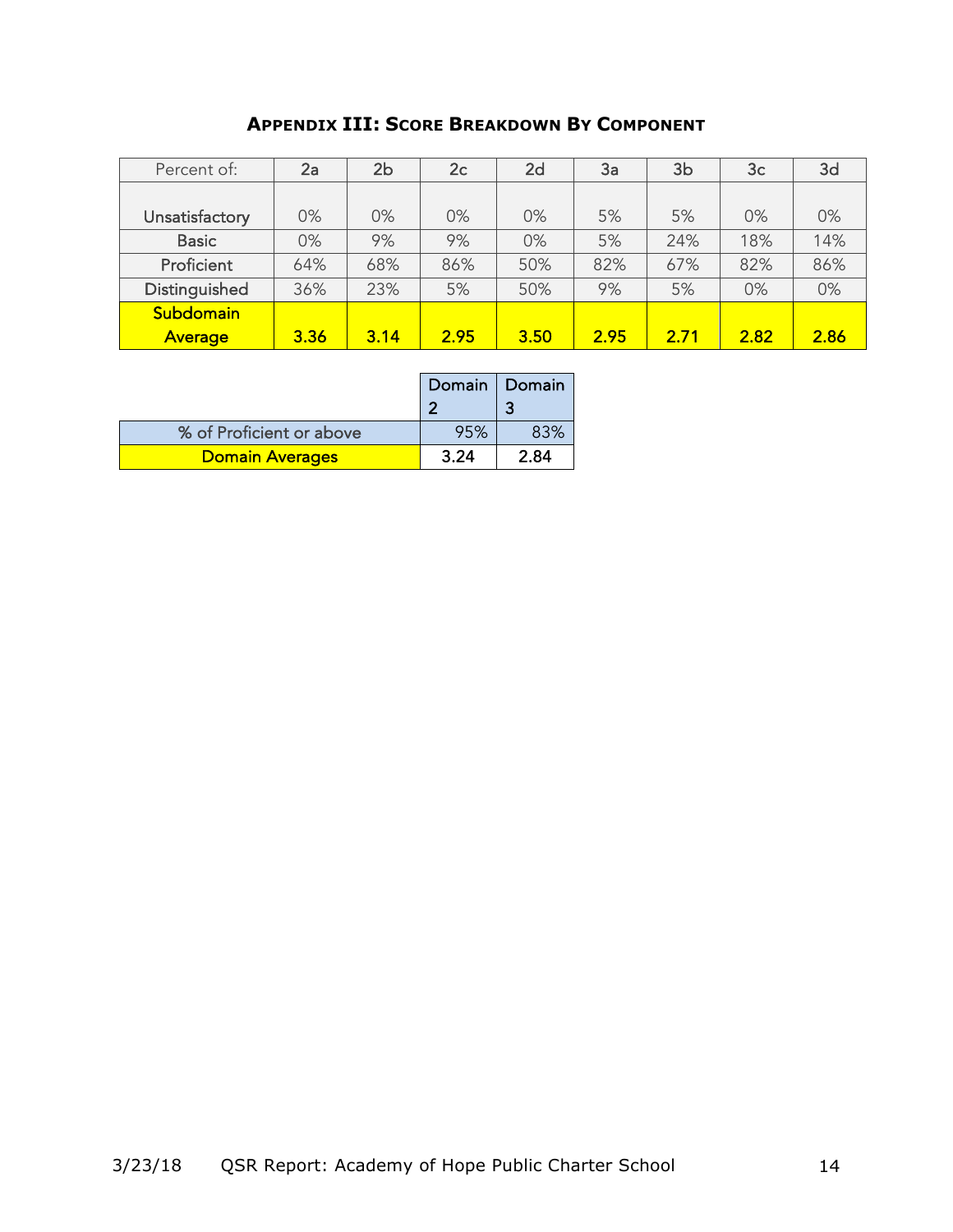## APPENDIX III: SCORE BREAKDOWN BY COMPONENT

| Percent of: | 2a | 2b | 2c | 2d | 3a | 3b | 3c | 3d |
|---|---|---|---|---|---|---|---|---|
| Unsatisfactory | 0% | 0% | 0% | 0% | 5% | 5% | 0% | 0% |
| Basic | 0% | 9% | 9% | 0% | 5% | 24% | 18% | 14% |
| Proficient | 64% | 68% | 86% | 50% | 82% | 67% | 82% | 86% |
| Distinguished | 36% | 23% | 5% | 50% | 9% | 5% | 0% | 0% |
| **Subdomain Average** | **3.36** | **3.14** | **2.95** | **3.50** | **2.95** | **2.71** | **2.82** | **2.86** |

| | Domain 2 | Domain 3 |
|---|---|---|
| % of Proficient or above | 95% | 83% |
| Domain Averages | 3.24 | 2.84 |